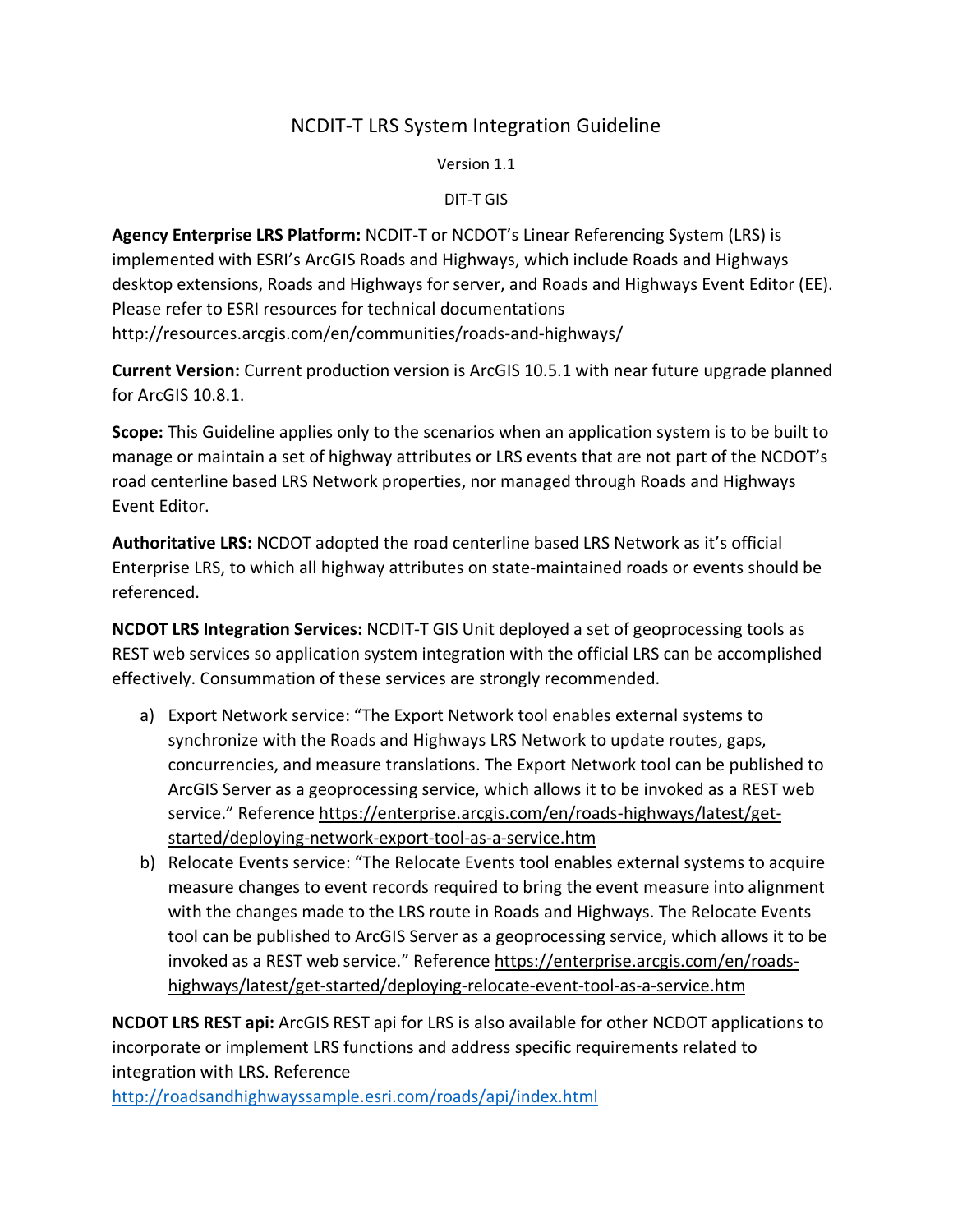# NCDIT-T LRS System Integration Guideline

Version 1.1

DIT-T GIS

**Agency Enterprise LRS Platform:** NCDIT-T or NCDOT's Linear Referencing System (LRS) is implemented with ESRI's ArcGIS Roads and Highways, which include Roads and Highways desktop extensions, Roads and Highways for server, and Roads and Highways Event Editor (EE). Please refer to ESRI resources for technical documentations http://resources.arcgis.com/en/communities/roads-and-highways/

**Current Version:** Current production version is ArcGIS 10.5.1 with near future upgrade planned for ArcGIS 10.8.1.

**Scope:** This Guideline applies only to the scenarios when an application system is to be built to manage or maintain a set of highway attributes or LRS events that are not part of the NCDOT's road centerline based LRS Network properties, nor managed through Roads and Highways Event Editor.

**Authoritative LRS:** NCDOT adopted the road centerline based LRS Network as it's official Enterprise LRS, to which all highway attributes on state-maintained roads or events should be referenced.

**NCDOT LRS Integration Services:** NCDIT-T GIS Unit deployed a set of geoprocessing tools as REST web services so application system integration with the official LRS can be accomplished effectively. Consummation of these services are strongly recommended.

a) Export Network service: "The Export Network tool enables external systems to synchronize with the Roads and Highways LRS Network to update routes, gaps, concurrencies, and measure translations. The Export Network tool can be published to ArcGIS Server as a geoprocessing service, which allows it to be invoked as a REST web service." Reference https://enterprise.arcgis.com/en/roads-highways/latest/get-started/deploying-network-export-tool-as-a-service.htm
b) Relocate Events service: "The Relocate Events tool enables external systems to acquire measure changes to event records required to bring the event measure into alignment with the changes made to the LRS route in Roads and Highways. The Relocate Events tool can be published to ArcGIS Server as a geoprocessing service, which allows it to be invoked as a REST web service." Reference https://enterprise.arcgis.com/en/roads-highways/latest/get-started/deploying-relocate-event-tool-as-a-service.htm

**NCDOT LRS REST api:** ArcGIS REST api for LRS is also available for other NCDOT applications to incorporate or implement LRS functions and address specific requirements related to integration with LRS. Reference http://roadsandhighwayssample.esri.com/roads/api/index.html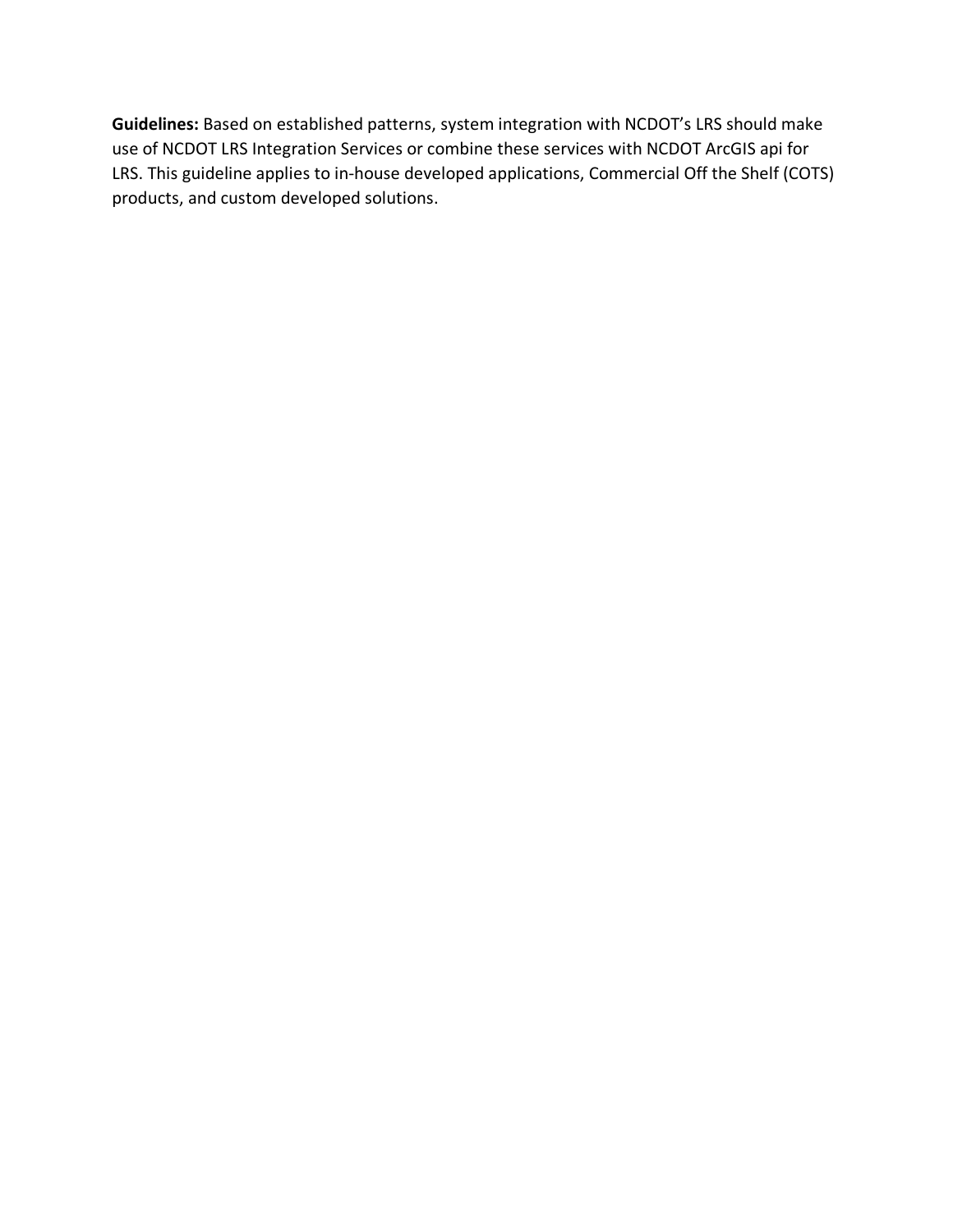**Guidelines:** Based on established patterns, system integration with NCDOT's LRS should make use of NCDOT LRS Integration Services or combine these services with NCDOT ArcGIS api for LRS. This guideline applies to in-house developed applications, Commercial Off the Shelf (COTS) products, and custom developed solutions.